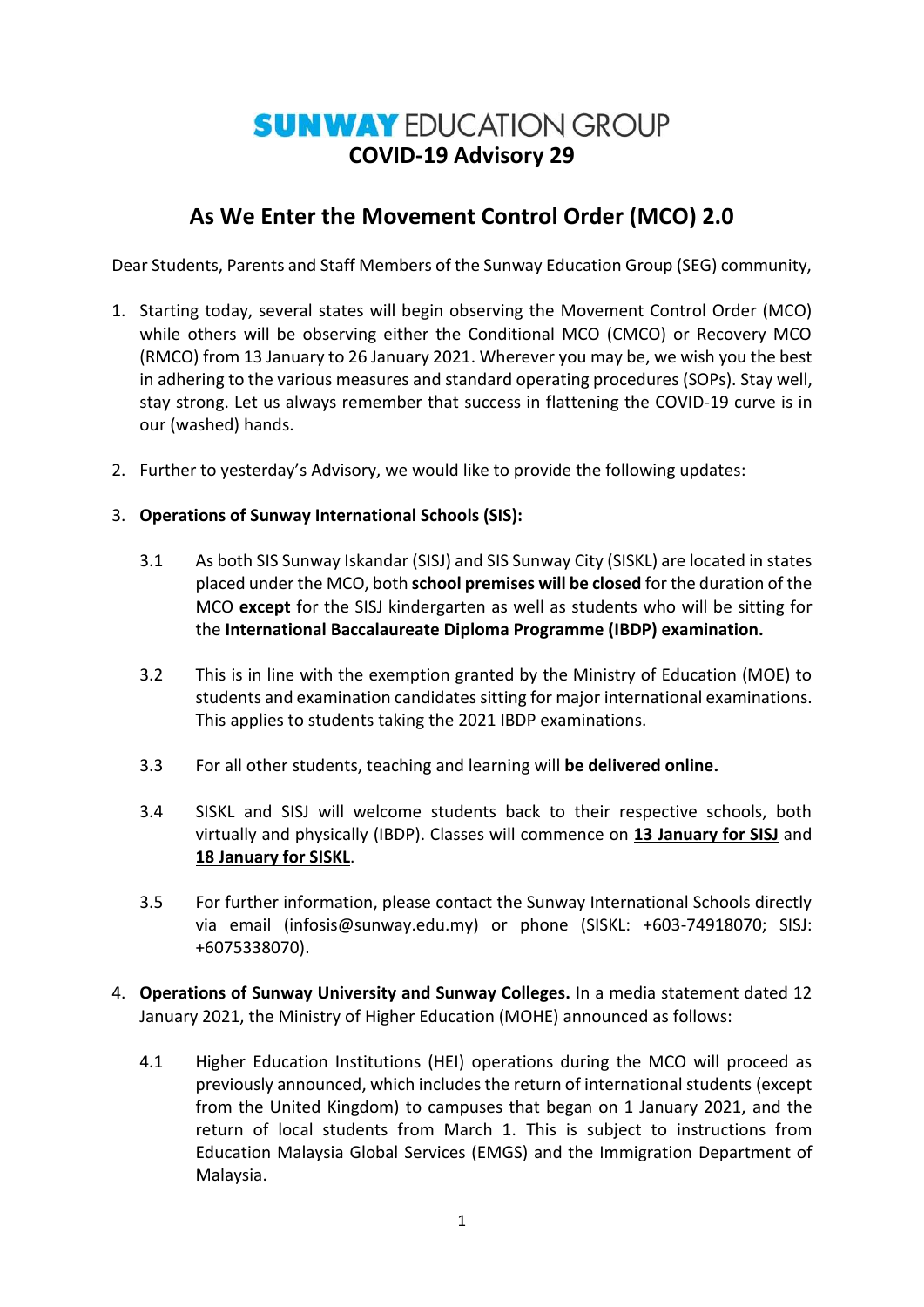# **SUNWAY** EDUCATION GROUP

## COVID-19 Advisory 29

## As We Enter the Movement Control Order (MCO) 2.0

Dear Students, Parents and Staff Members of the Sunway Education Group (SEG) community,

1. Starting today, several states will begin observing the Movement Control Order (MCO) while others will be observing either the Conditional MCO (CMCO) or Recovery MCO (RMCO) from 13 January to 26 January 2021. Wherever you may be, we wish you the best in adhering to the various measures and standard operating procedures (SOPs). Stay well, stay strong. Let us always remember that success in flattening the COVID-19 curve is in our (washed) hands.

2. Further to yesterday's Advisory, we would like to provide the following updates:

3. **Operations of Sunway International Schools (SIS):**

   3.1 As both SIS Sunway Iskandar (SISJ) and SIS Sunway City (SISKL) are located in states placed under the MCO, both **school premises will be closed** for the duration of the MCO **except** for the SISJ kindergarten as well as students who will be sitting for the **International Baccalaureate Diploma Programme (IBDP) examination.**

   3.2 This is in line with the exemption granted by the Ministry of Education (MOE) to students and examination candidates sitting for major international examinations. This applies to students taking the 2021 IBDP examinations.

   3.3 For all other students, teaching and learning will **be delivered online.**

   3.4 SISKL and SISJ will welcome students back to their respective schools, both virtually and physically (IBDP). Classes will commence on **<u>13 January for SISJ</u>** and **<u>18 January for SISKL</u>**.

   3.5 For further information, please contact the Sunway International Schools directly via email (infosis@sunway.edu.my) or phone (SISKL: +603-74918070; SISJ: +6075338070).

4. **Operations of Sunway University and Sunway Colleges.** In a media statement dated 12 January 2021, the Ministry of Higher Education (MOHE) announced as follows:

   4.1 Higher Education Institutions (HEI) operations during the MCO will proceed as previously announced, which includes the return of international students (except from the United Kingdom) to campuses that began on 1 January 2021, and the return of local students from March 1. This is subject to instructions from Education Malaysia Global Services (EMGS) and the Immigration Department of Malaysia.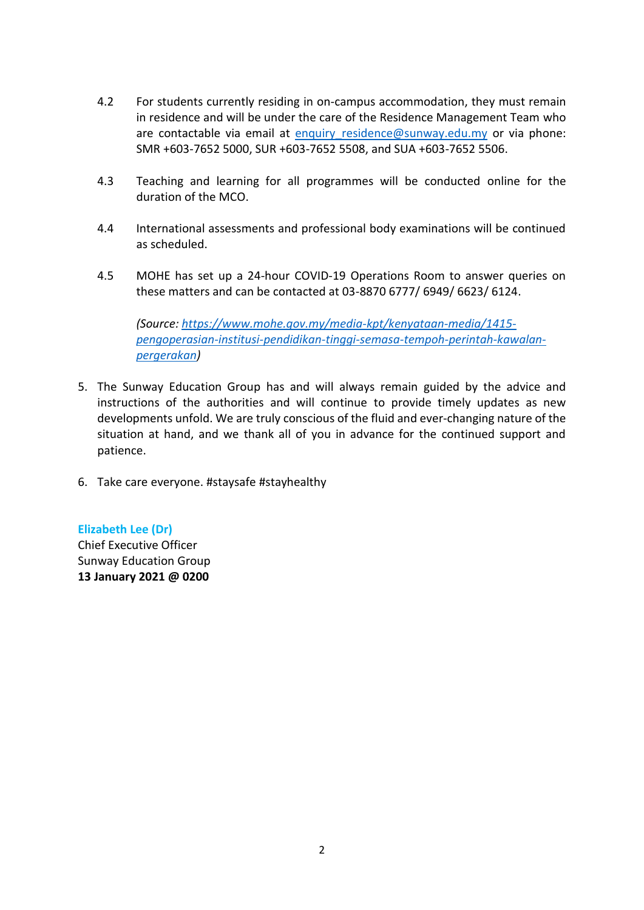4.2 For students currently residing in on-campus accommodation, they must remain in residence and will be under the care of the Residence Management Team who are contactable via email at [enquiry_residence@sunway.edu.my](mailto:enquiry_residence@sunway.edu.my) or via phone: SMR +603-7652 5000, SUR +603-7652 5508, and SUA +603-7652 5506.

4.3 Teaching and learning for all programmes will be conducted online for the duration of the MCO.

4.4 International assessments and professional body examinations will be continued as scheduled.

4.5 MOHE has set up a 24-hour COVID-19 Operations Room to answer queries on these matters and can be contacted at 03-8870 6777/ 6949/ 6623/ 6124.

*(Source: [https://www.mohe.gov.my/media-kpt/kenyataan-media/1415-pengoperasian-institusi-pendidikan-tinggi-semasa-tempoh-perintah-kawalan-pergerakan](https://www.mohe.gov.my/media-kpt/kenyataan-media/1415-pengoperasian-institusi-pendidikan-tinggi-semasa-tempoh-perintah-kawalan-pergerakan))*

5. The Sunway Education Group has and will always remain guided by the advice and instructions of the authorities and will continue to provide timely updates as new developments unfold. We are truly conscious of the fluid and ever-changing nature of the situation at hand, and we thank all of you in advance for the continued support and patience.

6. Take care everyone. #staysafe #stayhealthy

**Elizabeth Lee (Dr)**
Chief Executive Officer
Sunway Education Group
**13 January 2021 @ 0200**